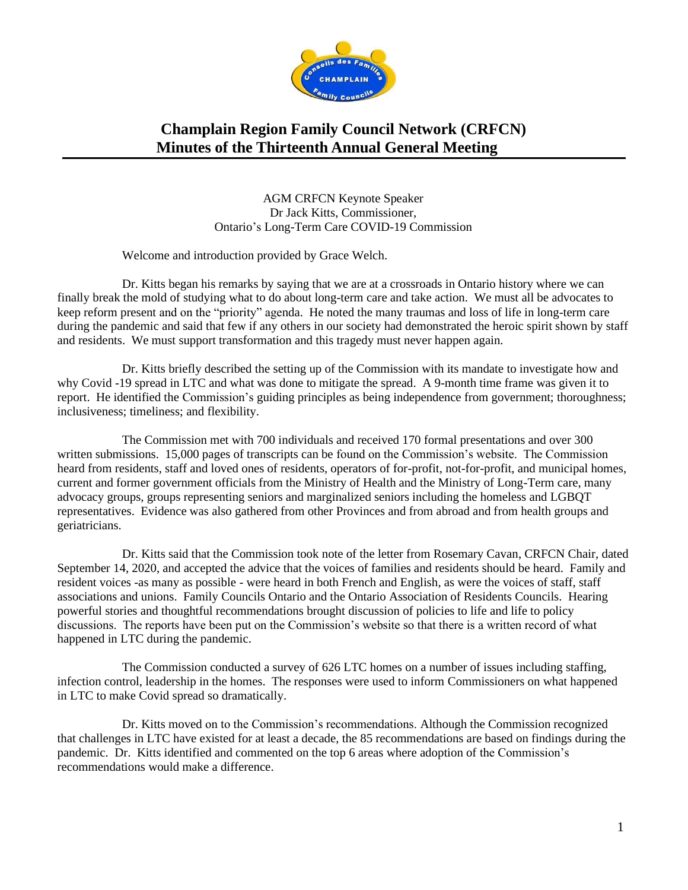# Champlain Region Family Council Network (CRFCN)
# Minutes of the Thirteenth Annual General Meeting

AGM CRFCN Keynote Speaker
Dr Jack Kitts, Commissioner,
Ontario's Long-Term Care COVID-19 Commission

Welcome and introduction provided by Grace Welch.

Dr. Kitts began his remarks by saying that we are at a crossroads in Ontario history where we can finally break the mold of studying what to do about long-term care and take action. We must all be advocates to keep reform present and on the "priority" agenda. He noted the many traumas and loss of life in long-term care during the pandemic and said that few if any others in our society had demonstrated the heroic spirit shown by staff and residents. We must support transformation and this tragedy must never happen again.

Dr. Kitts briefly described the setting up of the Commission with its mandate to investigate how and why Covid -19 spread in LTC and what was done to mitigate the spread. A 9-month time frame was given it to report. He identified the Commission's guiding principles as being independence from government; thoroughness; inclusiveness; timeliness; and flexibility.

The Commission met with 700 individuals and received 170 formal presentations and over 300 written submissions. 15,000 pages of transcripts can be found on the Commission's website. The Commission heard from residents, staff and loved ones of residents, operators of for-profit, not-for-profit, and municipal homes, current and former government officials from the Ministry of Health and the Ministry of Long-Term care, many advocacy groups, groups representing seniors and marginalized seniors including the homeless and LGBQT representatives. Evidence was also gathered from other Provinces and from abroad and from health groups and geriatricians.

Dr. Kitts said that the Commission took note of the letter from Rosemary Cavan, CRFCN Chair, dated September 14, 2020, and accepted the advice that the voices of families and residents should be heard. Family and resident voices -as many as possible - were heard in both French and English, as were the voices of staff, staff associations and unions. Family Councils Ontario and the Ontario Association of Residents Councils. Hearing powerful stories and thoughtful recommendations brought discussion of policies to life and life to policy discussions. The reports have been put on the Commission's website so that there is a written record of what happened in LTC during the pandemic.

The Commission conducted a survey of 626 LTC homes on a number of issues including staffing, infection control, leadership in the homes. The responses were used to inform Commissioners on what happened in LTC to make Covid spread so dramatically.

Dr. Kitts moved on to the Commission's recommendations. Although the Commission recognized that challenges in LTC have existed for at least a decade, the 85 recommendations are based on findings during the pandemic. Dr. Kitts identified and commented on the top 6 areas where adoption of the Commission's recommendations would make a difference.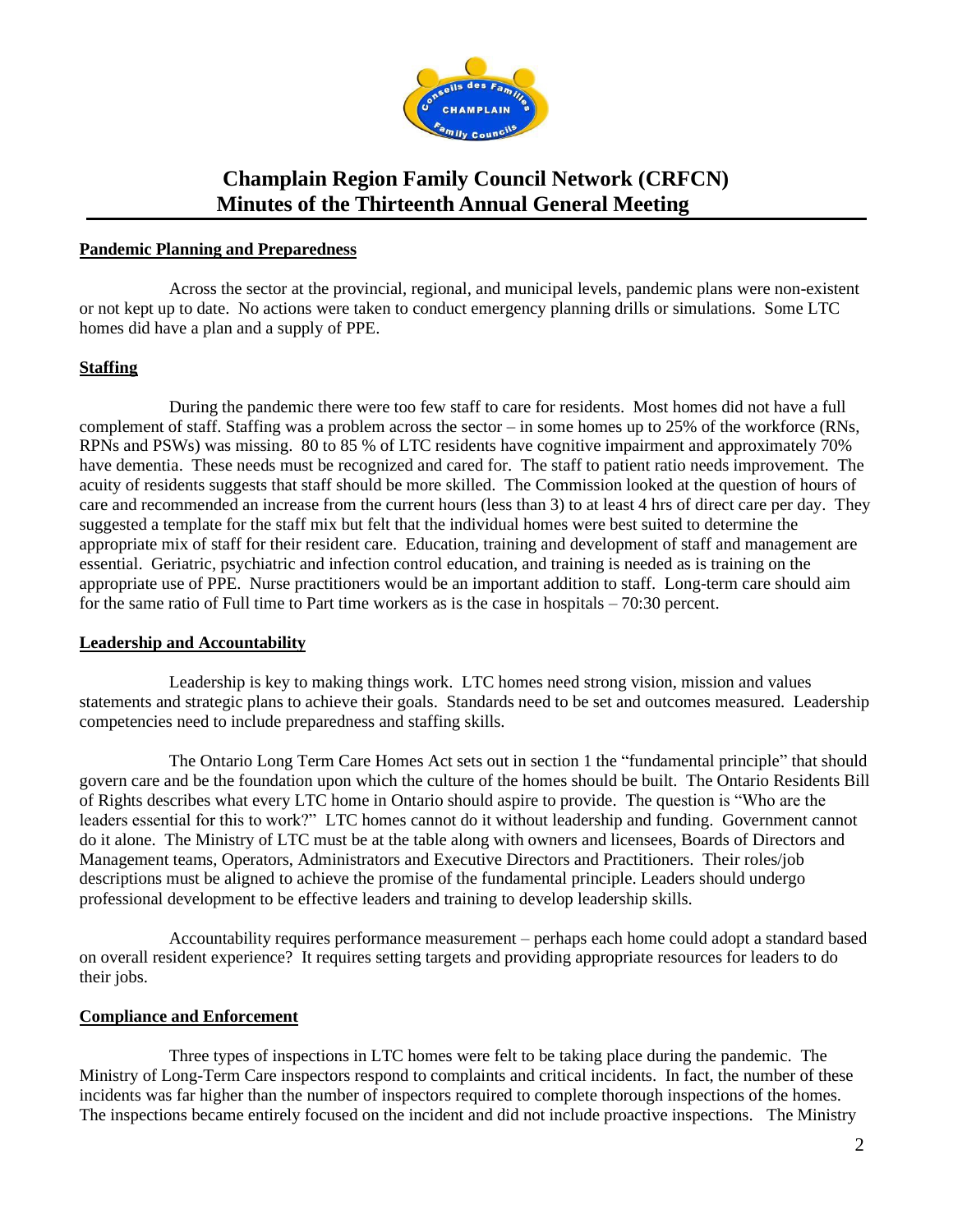# Champlain Region Family Council Network (CRFCN)
## Minutes of the Thirteenth Annual General Meeting

**Pandemic Planning and Preparedness**

Across the sector at the provincial, regional, and municipal levels, pandemic plans were non-existent or not kept up to date. No actions were taken to conduct emergency planning drills or simulations. Some LTC homes did have a plan and a supply of PPE.

**Staffing**

During the pandemic there were too few staff to care for residents. Most homes did not have a full complement of staff. Staffing was a problem across the sector – in some homes up to 25% of the workforce (RNs, RPNs and PSWs) was missing. 80 to 85 % of LTC residents have cognitive impairment and approximately 70% have dementia. These needs must be recognized and cared for. The staff to patient ratio needs improvement. The acuity of residents suggests that staff should be more skilled. The Commission looked at the question of hours of care and recommended an increase from the current hours (less than 3) to at least 4 hrs of direct care per day. They suggested a template for the staff mix but felt that the individual homes were best suited to determine the appropriate mix of staff for their resident care. Education, training and development of staff and management are essential. Geriatric, psychiatric and infection control education, and training is needed as is training on the appropriate use of PPE. Nurse practitioners would be an important addition to staff. Long-term care should aim for the same ratio of Full time to Part time workers as is the case in hospitals – 70:30 percent.

**Leadership and Accountability**

Leadership is key to making things work. LTC homes need strong vision, mission and values statements and strategic plans to achieve their goals. Standards need to be set and outcomes measured. Leadership competencies need to include preparedness and staffing skills.

The Ontario Long Term Care Homes Act sets out in section 1 the "fundamental principle" that should govern care and be the foundation upon which the culture of the homes should be built. The Ontario Residents Bill of Rights describes what every LTC home in Ontario should aspire to provide. The question is "Who are the leaders essential for this to work?" LTC homes cannot do it without leadership and funding. Government cannot do it alone. The Ministry of LTC must be at the table along with owners and licensees, Boards of Directors and Management teams, Operators, Administrators and Executive Directors and Practitioners. Their roles/job descriptions must be aligned to achieve the promise of the fundamental principle. Leaders should undergo professional development to be effective leaders and training to develop leadership skills.

Accountability requires performance measurement – perhaps each home could adopt a standard based on overall resident experience? It requires setting targets and providing appropriate resources for leaders to do their jobs.

**Compliance and Enforcement**

Three types of inspections in LTC homes were felt to be taking place during the pandemic. The Ministry of Long-Term Care inspectors respond to complaints and critical incidents. In fact, the number of these incidents was far higher than the number of inspectors required to complete thorough inspections of the homes. The inspections became entirely focused on the incident and did not include proactive inspections. The Ministry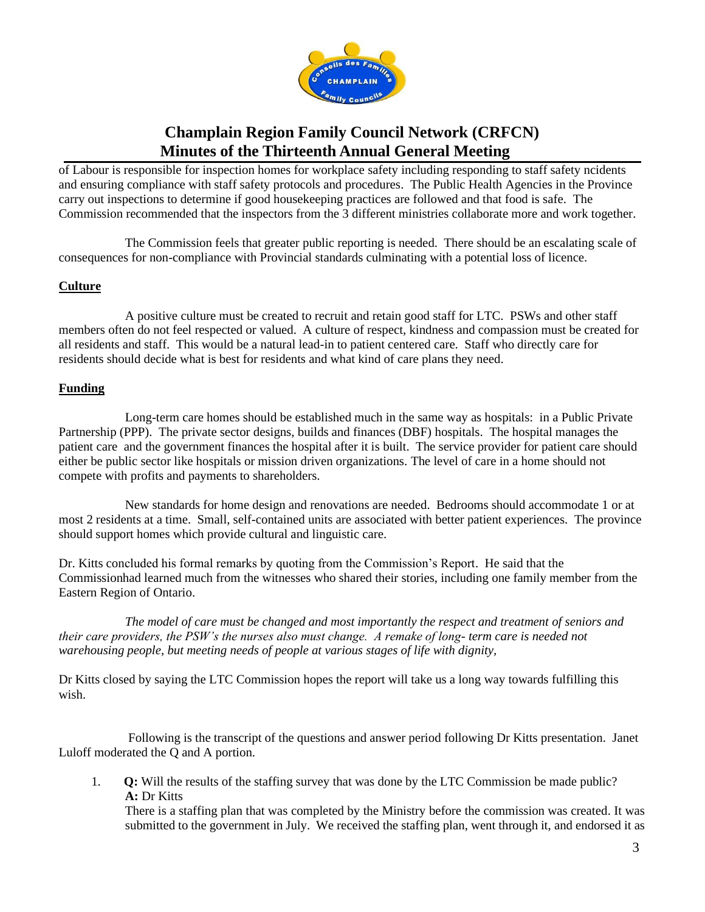of Labour is responsible for inspection homes for workplace safety including responding to staff safety ncidents and ensuring compliance with staff safety protocols and procedures. The Public Health Agencies in the Province carry out inspections to determine if good housekeeping practices are followed and that food is safe. The Commission recommended that the inspectors from the 3 different ministries collaborate more and work together.

The Commission feels that greater public reporting is needed. There should be an escalating scale of consequences for non-compliance with Provincial standards culminating with a potential loss of licence.

**Culture**

A positive culture must be created to recruit and retain good staff for LTC. PSWs and other staff members often do not feel respected or valued. A culture of respect, kindness and compassion must be created for all residents and staff. This would be a natural lead-in to patient centered care. Staff who directly care for residents should decide what is best for residents and what kind of care plans they need.

**Funding**

Long-term care homes should be established much in the same way as hospitals: in a Public Private Partnership (PPP). The private sector designs, builds and finances (DBF) hospitals. The hospital manages the patient care and the government finances the hospital after it is built. The service provider for patient care should either be public sector like hospitals or mission driven organizations. The level of care in a home should not compete with profits and payments to shareholders.

New standards for home design and renovations are needed. Bedrooms should accommodate 1 or at most 2 residents at a time. Small, self-contained units are associated with better patient experiences. The province should support homes which provide cultural and linguistic care.

Dr. Kitts concluded his formal remarks by quoting from the Commission's Report. He said that the Commissionhad learned much from the witnesses who shared their stories, including one family member from the Eastern Region of Ontario.

*The model of care must be changed and most importantly the respect and treatment of seniors and their care providers, the PSW's the nurses also must change. A remake of long- term care is needed not warehousing people, but meeting needs of people at various stages of life with dignity,*

Dr Kitts closed by saying the LTC Commission hopes the report will take us a long way towards fulfilling this wish.

Following is the transcript of the questions and answer period following Dr Kitts presentation. Janet Luloff moderated the Q and A portion.

1. **Q:** Will the results of the staffing survey that was done by the LTC Commission be made public?
   **A:** Dr Kitts
   There is a staffing plan that was completed by the Ministry before the commission was created. It was submitted to the government in July. We received the staffing plan, went through it, and endorsed it as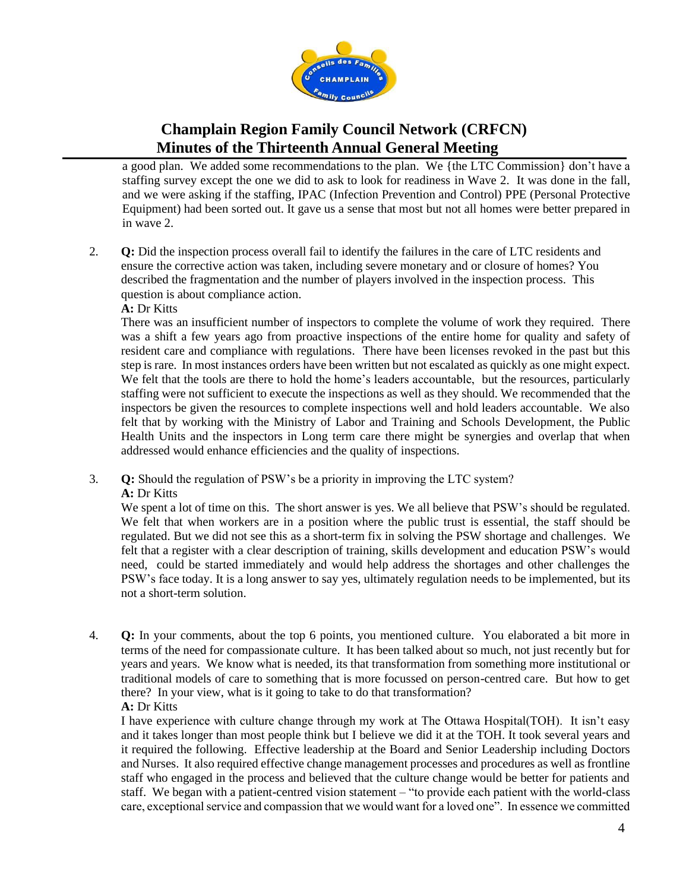a good plan. We added some recommendations to the plan. We {the LTC Commission} don't have a staffing survey except the one we did to ask to look for readiness in Wave 2. It was done in the fall, and we were asking if the staffing, IPAC (Infection Prevention and Control) PPE (Personal Protective Equipment) had been sorted out. It gave us a sense that most but not all homes were better prepared in in wave 2.

2. **Q:** Did the inspection process overall fail to identify the failures in the care of LTC residents and ensure the corrective action was taken, including severe monetary and or closure of homes? You described the fragmentation and the number of players involved in the inspection process. This question is about compliance action.
   **A:** Dr Kitts
   There was an insufficient number of inspectors to complete the volume of work they required. There was a shift a few years ago from proactive inspections of the entire home for quality and safety of resident care and compliance with regulations. There have been licenses revoked in the past but this step is rare. In most instances orders have been written but not escalated as quickly as one might expect. We felt that the tools are there to hold the home's leaders accountable, but the resources, particularly staffing were not sufficient to execute the inspections as well as they should. We recommended that the inspectors be given the resources to complete inspections well and hold leaders accountable. We also felt that by working with the Ministry of Labor and Training and Schools Development, the Public Health Units and the inspectors in Long term care there might be synergies and overlap that when addressed would enhance efficiencies and the quality of inspections.

3. **Q:** Should the regulation of PSW's be a priority in improving the LTC system?
   **A:** Dr Kitts
   We spent a lot of time on this. The short answer is yes. We all believe that PSW's should be regulated. We felt that when workers are in a position where the public trust is essential, the staff should be regulated. But we did not see this as a short-term fix in solving the PSW shortage and challenges. We felt that a register with a clear description of training, skills development and education PSW's would need, could be started immediately and would help address the shortages and other challenges the PSW's face today. It is a long answer to say yes, ultimately regulation needs to be implemented, but its not a short-term solution.

4. **Q:** In your comments, about the top 6 points, you mentioned culture. You elaborated a bit more in terms of the need for compassionate culture. It has been talked about so much, not just recently but for years and years. We know what is needed, its that transformation from something more institutional or traditional models of care to something that is more focussed on person-centred care. But how to get there? In your view, what is it going to take to do that transformation?
   **A:** Dr Kitts
   I have experience with culture change through my work at The Ottawa Hospital(TOH). It isn't easy and it takes longer than most people think but I believe we did it at the TOH. It took several years and it required the following. Effective leadership at the Board and Senior Leadership including Doctors and Nurses. It also required effective change management processes and procedures as well as frontline staff who engaged in the process and believed that the culture change would be better for patients and staff. We began with a patient-centred vision statement – "to provide each patient with the world-class care, exceptional service and compassion that we would want for a loved one". In essence we committed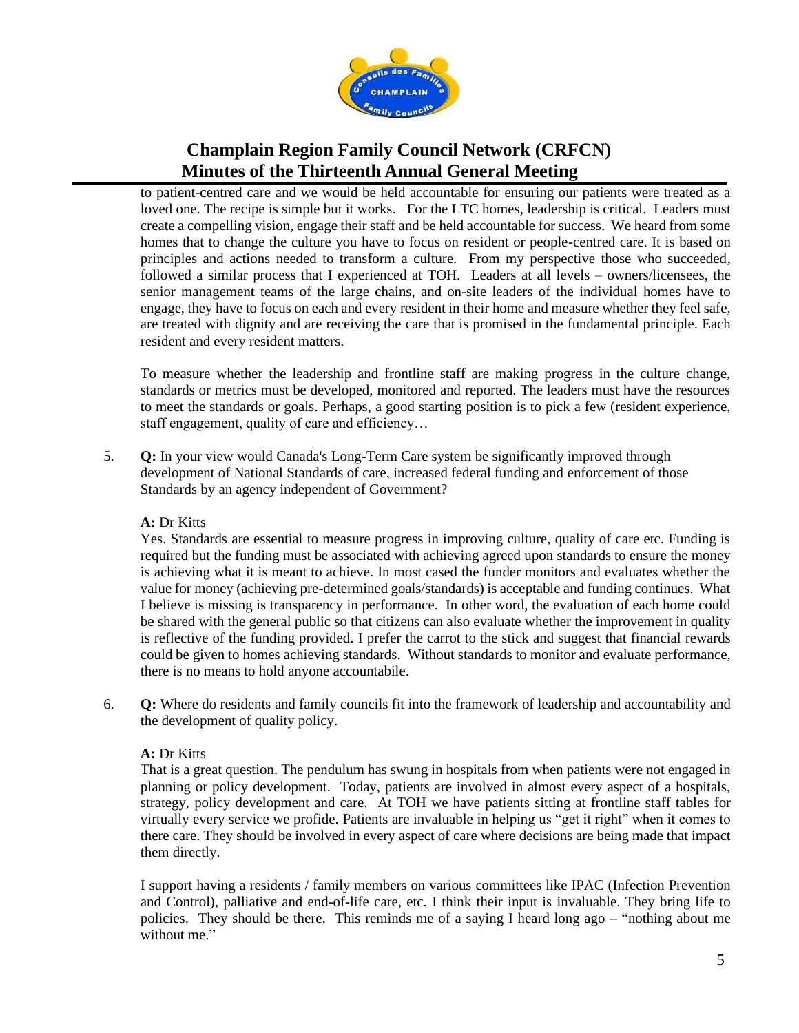to patient-centred care and we would be held accountable for ensuring our patients were treated as a loved one. The recipe is simple but it works. For the LTC homes, leadership is critical. Leaders must create a compelling vision, engage their staff and be held accountable for success. We heard from some homes that to change the culture you have to focus on resident or people-centred care. It is based on principles and actions needed to transform a culture. From my perspective those who succeeded, followed a similar process that I experienced at TOH. Leaders at all levels – owners/licensees, the senior management teams of the large chains, and on-site leaders of the individual homes have to engage, they have to focus on each and every resident in their home and measure whether they feel safe, are treated with dignity and are receiving the care that is promised in the fundamental principle. Each resident and every resident matters.

To measure whether the leadership and frontline staff are making progress in the culture change, standards or metrics must be developed, monitored and reported. The leaders must have the resources to meet the standards or goals. Perhaps, a good starting position is to pick a few (resident experience, staff engagement, quality of care and efficiency…

5. **Q:** In your view would Canada's Long-Term Care system be significantly improved through development of National Standards of care, increased federal funding and enforcement of those Standards by an agency independent of Government?

   **A:** Dr Kitts
   Yes. Standards are essential to measure progress in improving culture, quality of care etc. Funding is required but the funding must be associated with achieving agreed upon standards to ensure the money is achieving what it is meant to achieve. In most cased the funder monitors and evaluates whether the value for money (achieving pre-determined goals/standards) is acceptable and funding continues. What I believe is missing is transparency in performance. In other word, the evaluation of each home could be shared with the general public so that citizens can also evaluate whether the improvement in quality is reflective of the funding provided. I prefer the carrot to the stick and suggest that financial rewards could be given to homes achieving standards. Without standards to monitor and evaluate performance, there is no means to hold anyone accountabile.

6. **Q:** Where do residents and family councils fit into the framework of leadership and accountability and the development of quality policy.

   **A:** Dr Kitts
   That is a great question. The pendulum has swung in hospitals from when patients were not engaged in planning or policy development. Today, patients are involved in almost every aspect of a hospitals, strategy, policy development and care. At TOH we have patients sitting at frontline staff tables for virtually every service we profide. Patients are invaluable in helping us "get it right" when it comes to there care. They should be involved in every aspect of care where decisions are being made that impact them directly.

   I support having a residents / family members on various committees like IPAC (Infection Prevention and Control), palliative and end-of-life care, etc. I think their input is invaluable. They bring life to policies. They should be there. This reminds me of a saying I heard long ago – "nothing about me without me."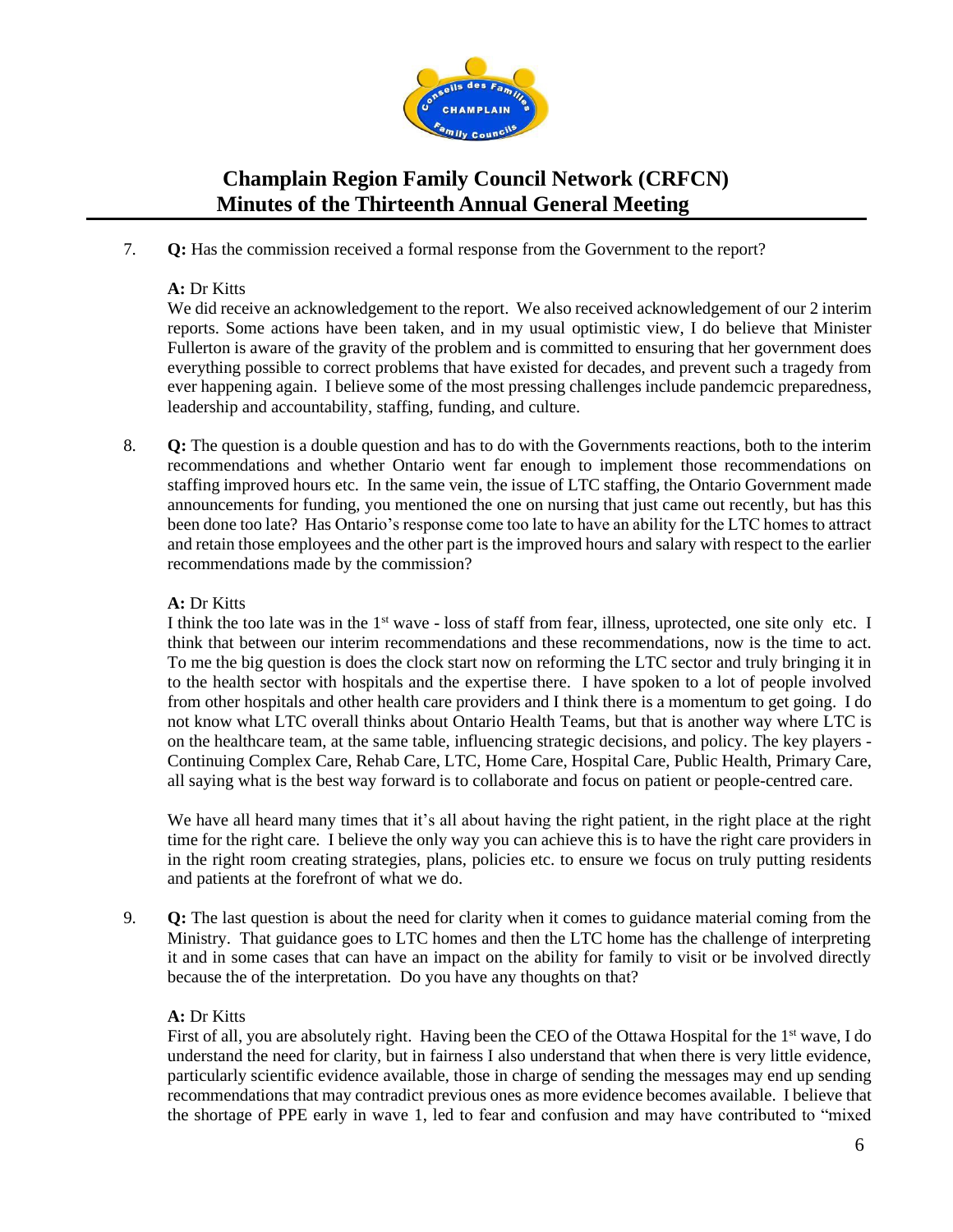7. **Q:** Has the commission received a formal response from the Government to the report?

   **A:** Dr Kitts
   We did receive an acknowledgement to the report. We also received acknowledgement of our 2 interim reports. Some actions have been taken, and in my usual optimistic view, I do believe that Minister Fullerton is aware of the gravity of the problem and is committed to ensuring that her government does everything possible to correct problems that have existed for decades, and prevent such a tragedy from ever happening again. I believe some of the most pressing challenges include pandemcic preparedness, leadership and accountability, staffing, funding, and culture.

8. **Q:** The question is a double question and has to do with the Governments reactions, both to the interim recommendations and whether Ontario went far enough to implement those recommendations on staffing improved hours etc. In the same vein, the issue of LTC staffing, the Ontario Government made announcements for funding, you mentioned the one on nursing that just came out recently, but has this been done too late? Has Ontario's response come too late to have an ability for the LTC homes to attract and retain those employees and the other part is the improved hours and salary with respect to the earlier recommendations made by the commission?

   **A:** Dr Kitts
   I think the too late was in the 1st wave - loss of staff from fear, illness, uprotected, one site only etc. I think that between our interim recommendations and these recommendations, now is the time to act. To me the big question is does the clock start now on reforming the LTC sector and truly bringing it in to the health sector with hospitals and the expertise there. I have spoken to a lot of people involved from other hospitals and other health care providers and I think there is a momentum to get going. I do not know what LTC overall thinks about Ontario Health Teams, but that is another way where LTC is on the healthcare team, at the same table, influencing strategic decisions, and policy. The key players - Continuing Complex Care, Rehab Care, LTC, Home Care, Hospital Care, Public Health, Primary Care, all saying what is the best way forward is to collaborate and focus on patient or people-centred care.

   We have all heard many times that it's all about having the right patient, in the right place at the right time for the right care. I believe the only way you can achieve this is to have the right care providers in in the right room creating strategies, plans, policies etc. to ensure we focus on truly putting residents and patients at the forefront of what we do.

9. **Q:** The last question is about the need for clarity when it comes to guidance material coming from the Ministry. That guidance goes to LTC homes and then the LTC home has the challenge of interpreting it and in some cases that can have an impact on the ability for family to visit or be involved directly because the of the interpretation. Do you have any thoughts on that?

   **A:** Dr Kitts
   First of all, you are absolutely right. Having been the CEO of the Ottawa Hospital for the 1st wave, I do understand the need for clarity, but in fairness I also understand that when there is very little evidence, particularly scientific evidence available, those in charge of sending the messages may end up sending recommendations that may contradict previous ones as more evidence becomes available. I believe that the shortage of PPE early in wave 1, led to fear and confusion and may have contributed to "mixed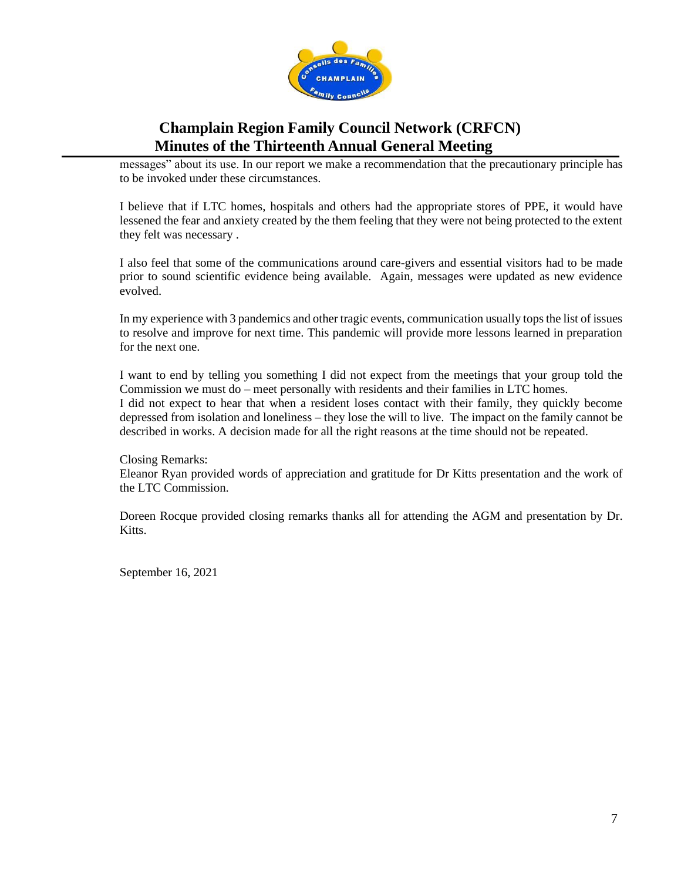messages" about its use. In our report we make a recommendation that the precautionary principle has to be invoked under these circumstances.

I believe that if LTC homes, hospitals and others had the appropriate stores of PPE, it would have lessened the fear and anxiety created by the them feeling that they were not being protected to the extent they felt was necessary .

I also feel that some of the communications around care-givers and essential visitors had to be made prior to sound scientific evidence being available. Again, messages were updated as new evidence evolved.

In my experience with 3 pandemics and other tragic events, communication usually tops the list of issues to resolve and improve for next time. This pandemic will provide more lessons learned in preparation for the next one.

I want to end by telling you something I did not expect from the meetings that your group told the Commission we must do – meet personally with residents and their families in LTC homes.
I did not expect to hear that when a resident loses contact with their family, they quickly become depressed from isolation and loneliness – they lose the will to live. The impact on the family cannot be described in works. A decision made for all the right reasons at the time should not be repeated.

Closing Remarks:
Eleanor Ryan provided words of appreciation and gratitude for Dr Kitts presentation and the work of the LTC Commission.

Doreen Rocque provided closing remarks thanks all for attending the AGM and presentation by Dr. Kitts.

September 16, 2021